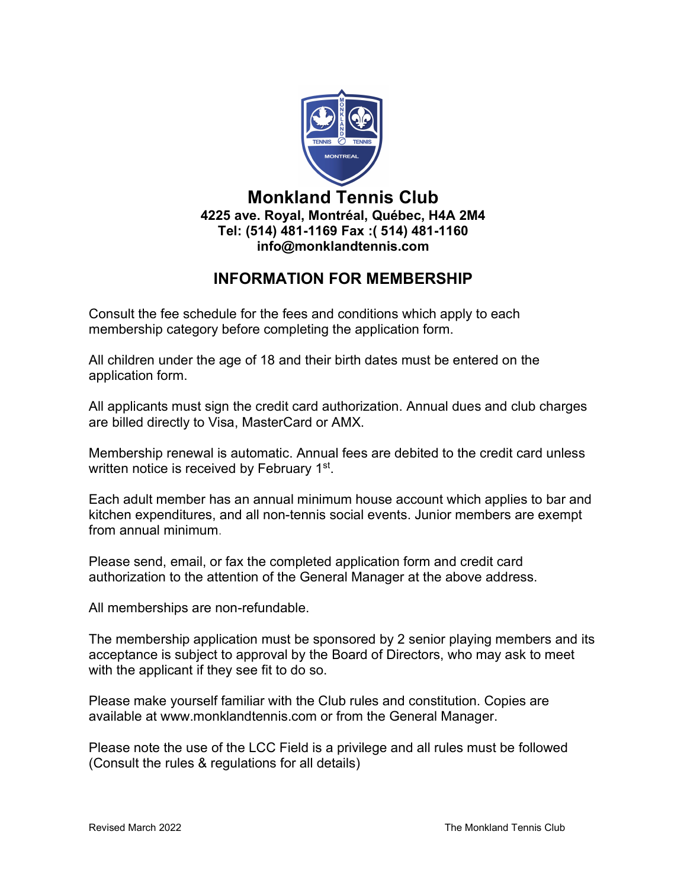# Monkland Tennis Club

**4225 ave. Royal, Montréal, Québec, H4A 2M4**
**Tel: (514) 481-1169 Fax :( 514) 481-1160**
**info@monklandtennis.com**

## INFORMATION FOR MEMBERSHIP

Consult the fee schedule for the fees and conditions which apply to each membership category before completing the application form.

All children under the age of 18 and their birth dates must be entered on the application form.

All applicants must sign the credit card authorization. Annual dues and club charges are billed directly to Visa, MasterCard or AMX.

Membership renewal is automatic. Annual fees are debited to the credit card unless written notice is received by February 1st.

Each adult member has an annual minimum house account which applies to bar and kitchen expenditures, and all non-tennis social events. Junior members are exempt from annual minimum.

Please send, email, or fax the completed application form and credit card authorization to the attention of the General Manager at the above address.

All memberships are non-refundable.

The membership application must be sponsored by 2 senior playing members and its acceptance is subject to approval by the Board of Directors, who may ask to meet with the applicant if they see fit to do so.

Please make yourself familiar with the Club rules and constitution. Copies are available at www.monklandtennis.com or from the General Manager.

Please note the use of the LCC Field is a privilege and all rules must be followed (Consult the rules & regulations for all details)

Revised March 2022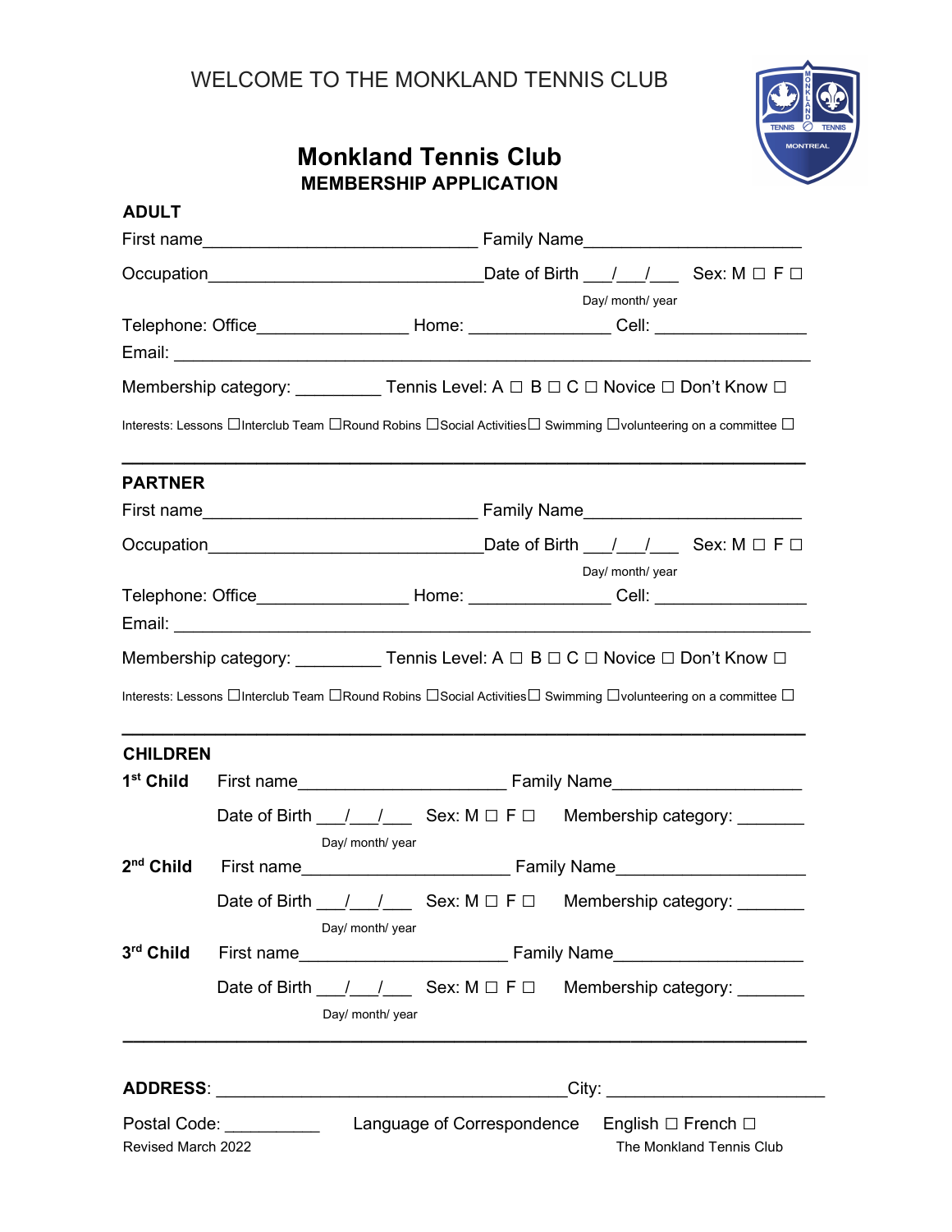WELCOME TO THE MONKLAND TENNIS CLUB

# Monkland Tenniss Club

## MEMBERSHIP APPLICATION

**ADULT**

First name____________________________ Family Name______________________

Occupation____________________________Date of Birth ___/___/___ Sex: M ☐ F ☐

Day/ month/ year

Telephone: Office_______________ Home: ______________ Cell: _______________

Email: _____________________________________________________________________

Membership category: _________ Tennis Level: A ☐ B ☐ C ☐ Novice ☐ Don't Know ☐

Interests: Lessons ☐Interclub Team ☐Round Robins ☐Social Activities☐ Swimming ☐volunteering on a committee ☐

---

**PARTNER**

First name____________________________ Family Name______________________

Occupation____________________________Date of Birth ___/___/___ Sex: M ☐ F ☐

Day/ month/ year

Telephone: Office_______________ Home: ______________ Cell: _______________

Email: _____________________________________________________________________

Membership category: _________ Tennis Level: A ☐ B ☐ C ☐ Novice ☐ Don't Know ☐

Interests: Lessons ☐Interclub Team ☐Round Robins ☐Social Activities☐ Swimming ☐volunteering on a committee ☐

---

**CHILDREN**

**1st Child** First name______________________ Family Name___________________

Date of Birth ___/___/___ Sex: M ☐ F ☐ Membership category: _______

Day/ month/ year

**2nd Child** First name______________________ Family Name___________________

Date of Birth ___/___/___ Sex: M ☐ F ☐ Membership category: _______

Day/ month/ year

**3rd Child** First name______________________ Family Name___________________

Date of Birth ___/___/___ Sex: M ☐ F ☐ Membership category: _______

Day/ month/ year

---

**ADDRESS**: __________________________________City: ______________________

Postal Code: __________ Language of Correspondence English ☐ French ☐

Revised March 2022 The Monkland Tennis Club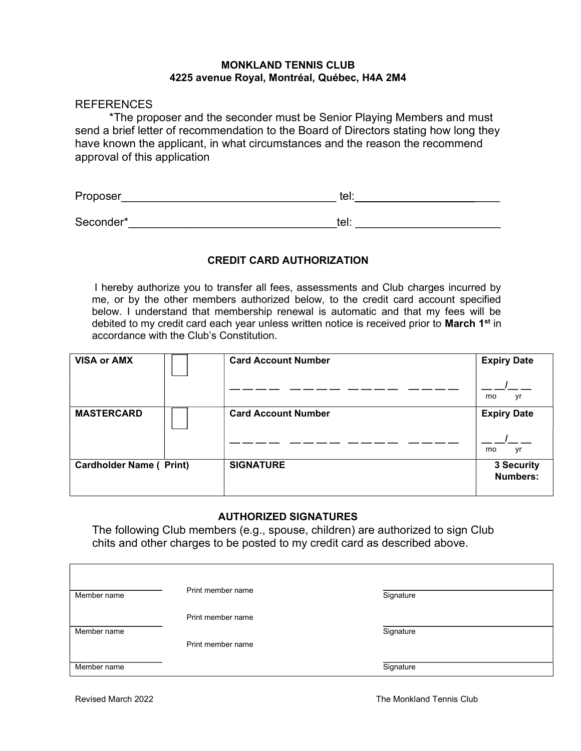**MONKLAND TENNIS CLUB**
**4225 avenue Royal, Montréal, Québec, H4A 2M4**

REFERENCES

*The proposer and the seconder must be Senior Playing Members and must send a brief letter of recommendation to the Board of Directors stating how long they have known the applicant, in what circumstances and the reason the recommend approval of this application

Proposer__________________________________ tel:________________________

Seconder*_________________________________tel: _______________________

## CREDIT CARD AUTHORIZATION

I hereby authorize you to transfer all fees, assessments and Club charges incurred by me, or by the other members authorized below, to the credit card account specified below. I understand that membership renewal is automatic and that my fees will be debited to my credit card each year unless written notice is received prior to **March 1st** in accordance with the Club's Constitution.

| **VISA or AMX** | ☐ | **Card Account Number**<br>_ _ _ _ &nbsp; _ _ _ _ &nbsp; _ _ _ _ &nbsp; _ _ _ _ | **Expiry Date**<br>__ __/__ __<br>mo yr |
|---|---|---|---|
| **MASTERCARD** | ☐ | **Card Account Number**<br>_ _ _ _ &nbsp; _ _ _ _ &nbsp; _ _ _ _ &nbsp; _ _ _ _ | **Expiry Date**<br>__ __/__ __<br>mo yr |
| **Cardholder Name ( Print)** | | **SIGNATURE** | **3 Security Numbers:** |

## AUTHORIZED SIGNATURES

The following Club members (e.g., spouse, children) are authorized to sign Club chits and other charges to be posted to my credit card as described above.

| | | |
|---|---|---|
| Member name | Print member name | Signature |
| Member name | Print member name | Signature |
| Member name | Print member name | Signature |

Revised March 2022 &nbsp;&nbsp;&nbsp;&nbsp; The Monkland Tennis Club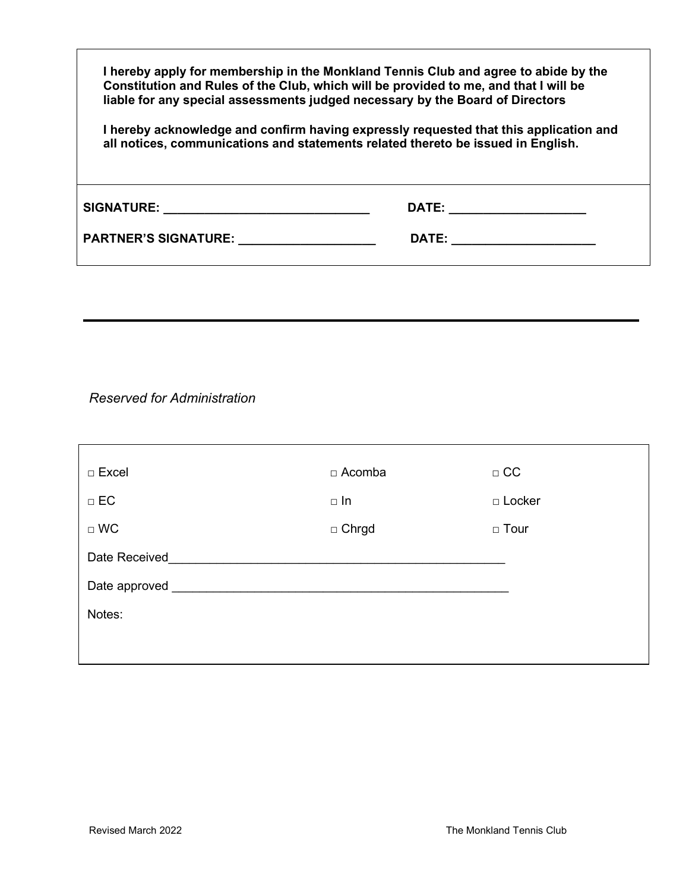**I hereby apply for membership in the Monkland Tennis Club and agree to abide by the Constitution and Rules of the Club, which will be provided to me, and that I will be liable for any special assessments judged necessary by the Board of Directors**

**I hereby acknowledge and confirm having expressly requested that this application and all notices, communications and statements related thereto be issued in English.**

**SIGNATURE:** ______________________________ **DATE:** ____________________

**PARTNER'S SIGNATURE:** ____________________ **DATE:** _____________________

---

*Reserved for Administration*

| | | |
|---|---|---|
| □ Excel | □ Acomba | □ CC |
| □ EC | □ In | □ Locker |
| □ WC | □ Chrgd | □ Tour |

Date Received__________________________________________________

Date approved __________________________________________________

Notes:

Revised March 2022

The Monkland Tennis Club